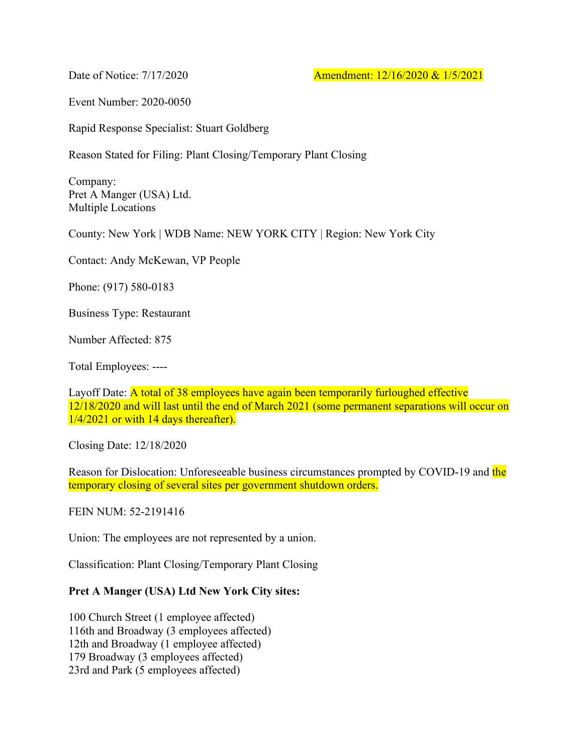Date of Notice: 7/17/2020 Amendment: 12/16/2020 & 1/5/2021

Event Number: 2020-0050

Rapid Response Specialist: Stuart Goldberg

Reason Stated for Filing: Plant Closing/Temporary Plant Closing

Company:
Pret A Manger (USA) Ltd.
Multiple Locations

County: New York | WDB Name: NEW YORK CITY | Region: New York City

Contact: Andy McKewan, VP People

Phone: (917) 580-0183

Business Type: Restaurant

Number Affected: 875

Total Employees: ----

Layoff Date: A total of 38 employees have again been temporarily furloughed effective 12/18/2020 and will last until the end of March 2021 (some permanent separations will occur on 1/4/2021 or with 14 days thereafter).

Closing Date: 12/18/2020

Reason for Dislocation: Unforeseeable business circumstances prompted by COVID-19 and the temporary closing of several sites per government shutdown orders.

FEIN NUM: 52-2191416

Union: The employees are not represented by a union.

Classification: Plant Closing/Temporary Plant Closing

**Pret A Manger (USA) Ltd New York City sites:**

100 Church Street (1 employee affected)
116th and Broadway (3 employees affected)
12th and Broadway (1 employee affected)
179 Broadway (3 employees affected)
23rd and Park (5 employees affected)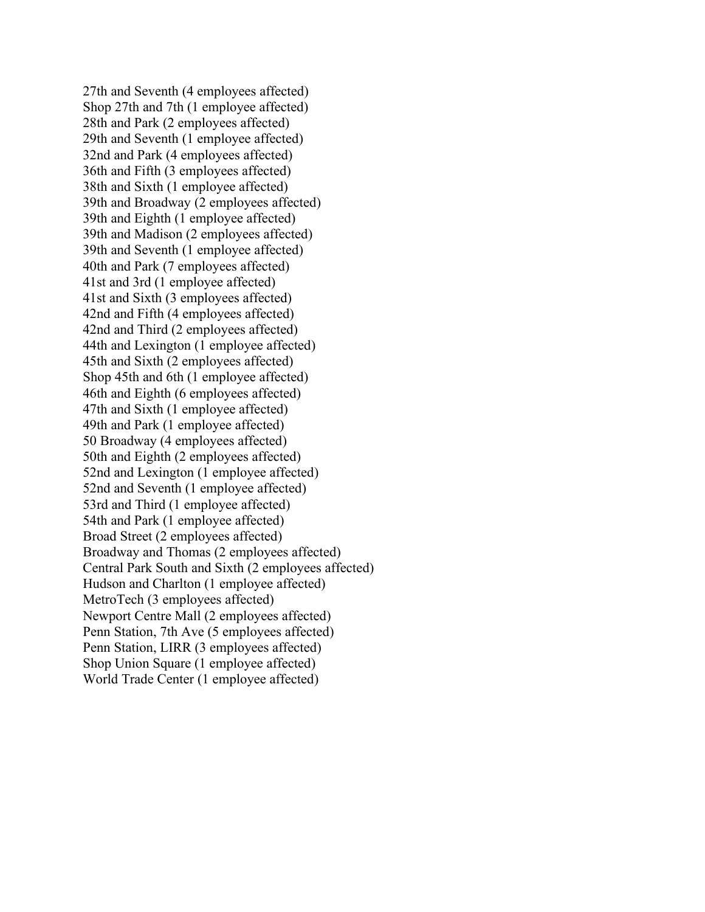27th and Seventh (4 employees affected)
Shop 27th and 7th (1 employee affected)
28th and Park (2 employees affected)
29th and Seventh (1 employee affected)
32nd and Park (4 employees affected)
36th and Fifth (3 employees affected)
38th and Sixth (1 employee affected)
39th and Broadway (2 employees affected)
39th and Eighth (1 employee affected)
39th and Madison (2 employees affected)
39th and Seventh (1 employee affected)
40th and Park (7 employees affected)
41st and 3rd (1 employee affected)
41st and Sixth (3 employees affected)
42nd and Fifth (4 employees affected)
42nd and Third (2 employees affected)
44th and Lexington (1 employee affected)
45th and Sixth (2 employees affected)
Shop 45th and 6th (1 employee affected)
46th and Eighth (6 employees affected)
47th and Sixth (1 employee affected)
49th and Park (1 employee affected)
50 Broadway (4 employees affected)
50th and Eighth (2 employees affected)
52nd and Lexington (1 employee affected)
52nd and Seventh (1 employee affected)
53rd and Third (1 employee affected)
54th and Park (1 employee affected)
Broad Street (2 employees affected)
Broadway and Thomas (2 employees affected)
Central Park South and Sixth (2 employees affected)
Hudson and Charlton (1 employee affected)
MetroTech (3 employees affected)
Newport Centre Mall (2 employees affected)
Penn Station, 7th Ave (5 employees affected)
Penn Station, LIRR (3 employees affected)
Shop Union Square (1 employee affected)
World Trade Center (1 employee affected)